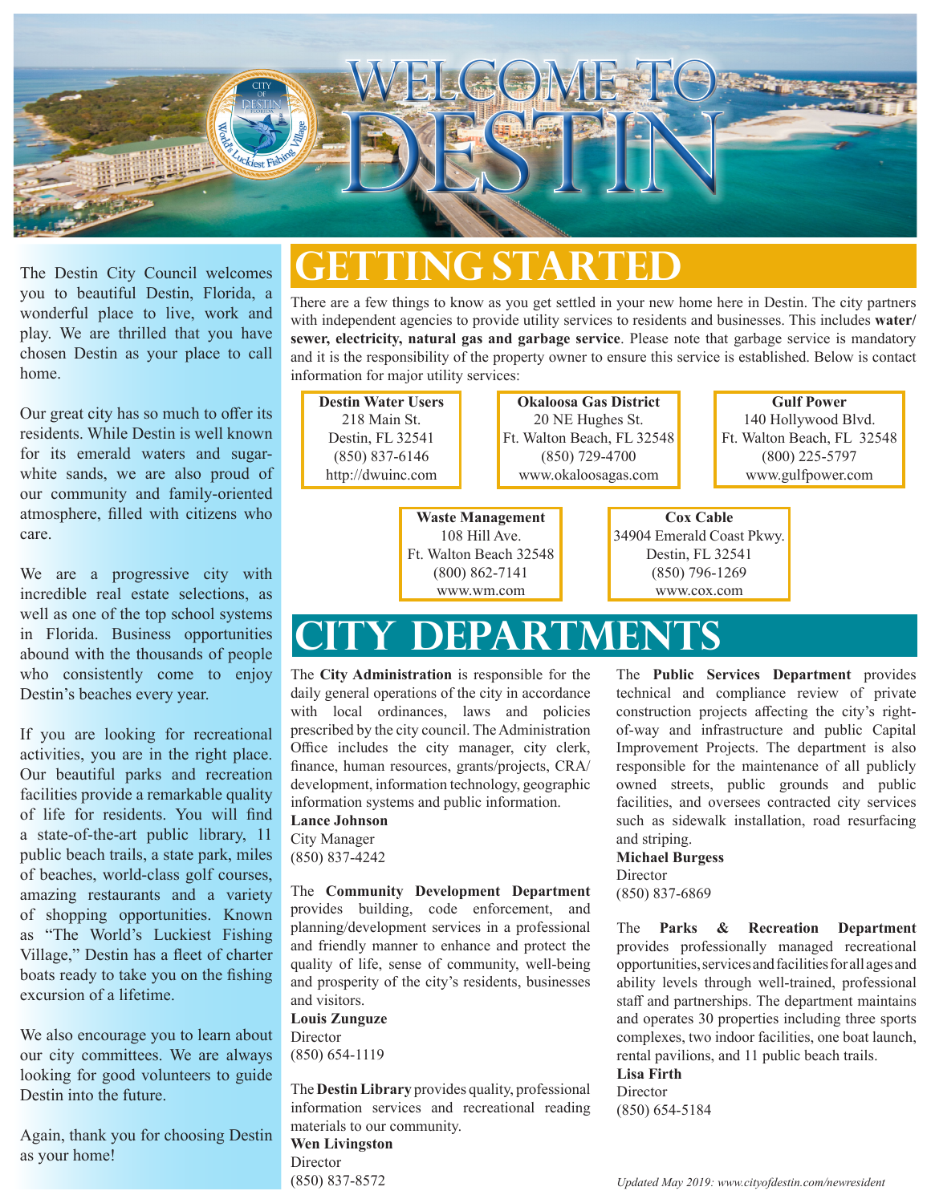# WELCOME TO DESTIN

The Destin City Council welcomes you to beautiful Destin, Florida, a wonderful place to live, work and play. We are thrilled that you have chosen Destin as your place to call home.

Our great city has so much to offer its residents. While Destin is well known for its emerald waters and sugar-white sands, we are also proud of our community and family-oriented atmosphere, filled with citizens who care.

We are a progressive city with incredible real estate selections, as well as one of the top school systems in Florida. Business opportunities abound with the thousands of people who consistently come to enjoy Destin's beaches every year.

If you are looking for recreational activities, you are in the right place. Our beautiful parks and recreation facilities provide a remarkable quality of life for residents. You will find a state-of-the-art public library, 11 public beach trails, a state park, miles of beaches, world-class golf courses, amazing restaurants and a variety of shopping opportunities. Known as "The World's Luckiest Fishing Village," Destin has a fleet of charter boats ready to take you on the fishing excursion of a lifetime.

We also encourage you to learn about our city committees. We are always looking for good volunteers to guide Destin into the future.

Again, thank you for choosing Destin as your home!

## GETTING STARTED

There are a few things to know as you get settled in your new home here in Destin. The city partners with independent agencies to provide utility services to residents and businesses. This includes **water/sewer, electricity, natural gas and garbage service**. Please note that garbage service is mandatory and it is the responsibility of the property owner to ensure this service is established. Below is contact information for major utility services:

**Destin Water Users**
218 Main St.
Destin, FL 32541
(850) 837-6146
http://dwuinc.com

**Okaloosa Gas District**
20 NE Hughes St.
Ft. Walton Beach, FL 32548
(850) 729-4700
www.okaloosagas.com

**Gulf Power**
140 Hollywood Blvd.
Ft. Walton Beach, FL 32548
(800) 225-5797
www.gulfpower.com

**Waste Management**
108 Hill Ave.
Ft. Walton Beach 32548
(800) 862-7141
www.wm.com

**Cox Cable**
34904 Emerald Coast Pkwy.
Destin, FL 32541
(850) 796-1269
www.cox.com

## CITY DEPARTMENTS

The **City Administration** is responsible for the daily general operations of the city in accordance with local ordinances, laws and policies prescribed by the city council. The Administration Office includes the city manager, city clerk, finance, human resources, grants/projects, CRA/development, information technology, geographic information systems and public information.

**Lance Johnson**
City Manager
(850) 837-4242

The **Community Development Department** provides building, code enforcement, and planning/development services in a professional and friendly manner to enhance and protect the quality of life, sense of community, well-being and prosperity of the city's residents, businesses and visitors.

**Louis Zunguze**
Director
(850) 654-1119

The **Destin Library** provides quality, professional information services and recreational reading materials to our community.

**Wen Livingston**
Director
(850) 837-8572

The **Public Services Department** provides technical and compliance review of private construction projects affecting the city's right-of-way and infrastructure and public Capital Improvement Projects. The department is also responsible for the maintenance of all publicly owned streets, public grounds and public facilities, and oversees contracted city services such as sidewalk installation, road resurfacing and striping.

**Michael Burgess**
Director
(850) 837-6869

The **Parks & Recreation Department** provides professionally managed recreational opportunities, services and facilities for all ages and ability levels through well-trained, professional staff and partnerships. The department maintains and operates 30 properties including three sports complexes, two indoor facilities, one boat launch, rental pavilions, and 11 public beach trails.

**Lisa Firth**
Director
(850) 654-5184

*Updated May 2019: www.cityofdestin.com/newresident*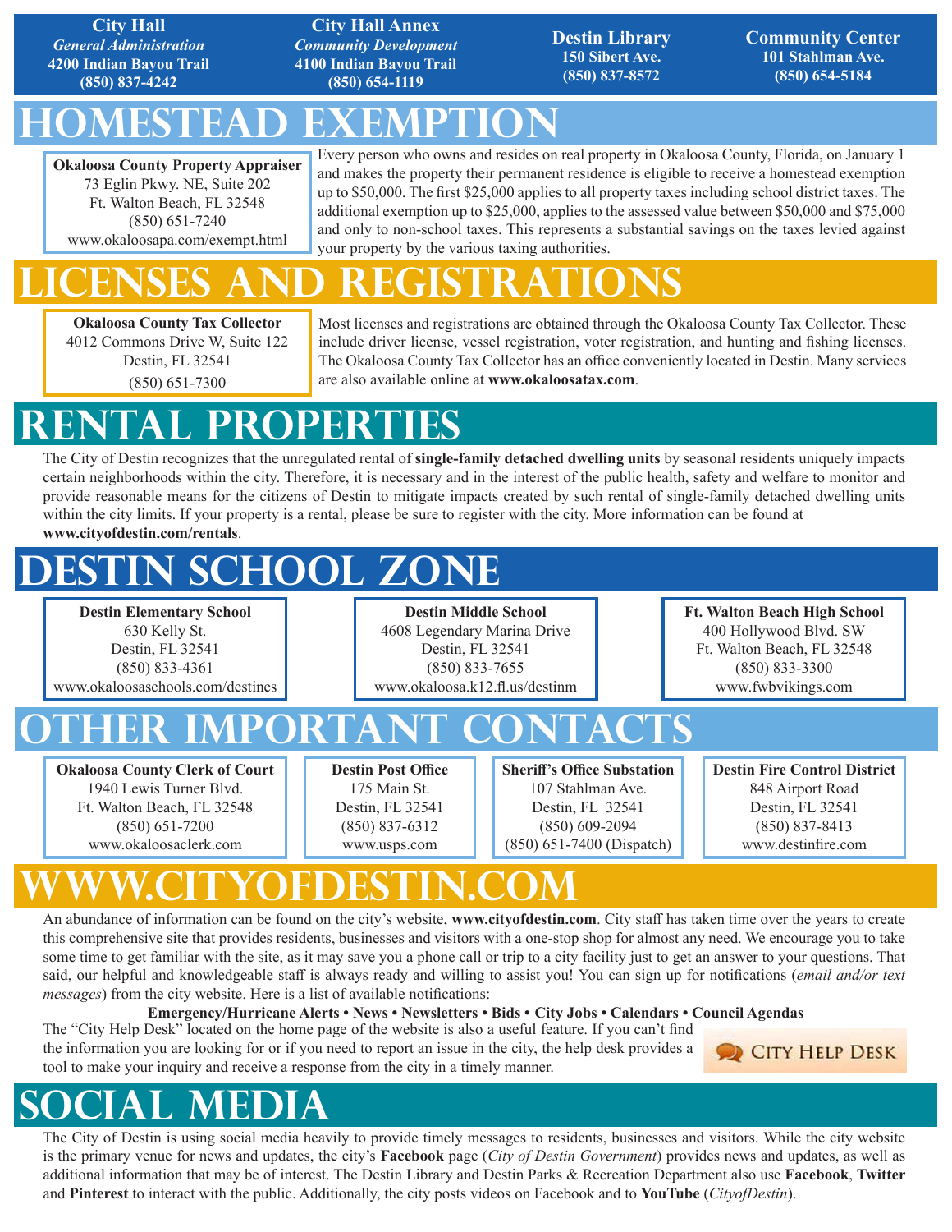**City Hall**
*General Administration*
**4200 Indian Bayou Trail**
**(850) 837-4242**

**City Hall Annex**
*Community Development*
**4100 Indian Bayou Trail**
**(850) 654-1119**

**Destin Library**
**150 Sibert Ave.**
**(850) 837-8572**

**Community Center**
**101 Stahlman Ave.**
**(850) 654-5184**

# HOMESTEAD EXEMPTION

**Okaloosa County Property Appraiser**
73 Eglin Pkwy. NE, Suite 202
Ft. Walton Beach, FL 32548
(850) 651-7240
www.okaloosapa.com/exempt.html

Every person who owns and resides on real property in Okaloosa County, Florida, on January 1 and makes the property their permanent residence is eligible to receive a homestead exemption up to $50,000. The first $25,000 applies to all property taxes including school district taxes. The additional exemption up to $25,000, applies to the assessed value between $50,000 and $75,000 and only to non-school taxes. This represents a substantial savings on the taxes levied against your property by the various taxing authorities.

# LICENSES AND REGISTRATIONS

**Okaloosa County Tax Collector**
4012 Commons Drive W, Suite 122
Destin, FL 32541
(850) 651-7300

Most licenses and registrations are obtained through the Okaloosa County Tax Collector. These include driver license, vessel registration, voter registration, and hunting and fishing licenses. The Okaloosa County Tax Collector has an office conveniently located in Destin. Many services are also available online at **www.okaloosatax.com**.

# RENTAL PROPERTIES

The City of Destin recognizes that the unregulated rental of **single-family detached dwelling units** by seasonal residents uniquely impacts certain neighborhoods within the city. Therefore, it is necessary and in the interest of the public health, safety and welfare to monitor and provide reasonable means for the citizens of Destin to mitigate impacts created by such rental of single-family detached dwelling units within the city limits. If your property is a rental, please be sure to register with the city. More information can be found at **www.cityofdestin.com/rentals**.

# DESTIN SCHOOL ZONE

**Destin Elementary School**
630 Kelly St.
Destin, FL 32541
(850) 833-4361
www.okaloosaschools.com/destines

**Destin Middle School**
4608 Legendary Marina Drive
Destin, FL 32541
(850) 833-7655
www.okaloosa.k12.fl.us/destinm

**Ft. Walton Beach High School**
400 Hollywood Blvd. SW
Ft. Walton Beach, FL 32548
(850) 833-3300
www.fwbvikings.com

# OTHER IMPORTANT CONTACTS

**Okaloosa County Clerk of Court**
1940 Lewis Turner Blvd.
Ft. Walton Beach, FL 32548
(850) 651-7200
www.okaloosaclerk.com

**Destin Post Office**
175 Main St.
Destin, FL 32541
(850) 837-6312
www.usps.com

**Sheriff's Office Substation**
107 Stahlman Ave.
Destin, FL 32541
(850) 609-2094
(850) 651-7400 (Dispatch)

**Destin Fire Control District**
848 Airport Road
Destin, FL 32541
(850) 837-8413
www.destinfire.com

# WWW.CITYOFDESTIN.COM

An abundance of information can be found on the city's website, **www.cityofdestin.com**. City staff has taken time over the years to create this comprehensive site that provides residents, businesses and visitors with a one-stop shop for almost any need. We encourage you to take some time to get familiar with the site, as it may save you a phone call or trip to a city facility just to get an answer to your questions. That said, our helpful and knowledgeable staff is always ready and willing to assist you! You can sign up for notifications (*email and/or text messages*) from the city website. Here is a list of available notifications:

**Emergency/Hurricane Alerts • News • Newsletters • Bids • City Jobs • Calendars • Council Agendas**

The "City Help Desk" located on the home page of the website is also a useful feature. If you can't find the information you are looking for or if you need to report an issue in the city, the help desk provides a tool to make your inquiry and receive a response from the city in a timely manner.

CITY HELP DESK

# SOCIAL MEDIA

The City of Destin is using social media heavily to provide timely messages to residents, businesses and visitors. While the city website is the primary venue for news and updates, the city's **Facebook** page (*City of Destin Government*) provides news and updates, as well as additional information that may be of interest. The Destin Library and Destin Parks & Recreation Department also use **Facebook**, **Twitter** and **Pinterest** to interact with the public. Additionally, the city posts videos on Facebook and to **YouTube** (*CityofDestin*).